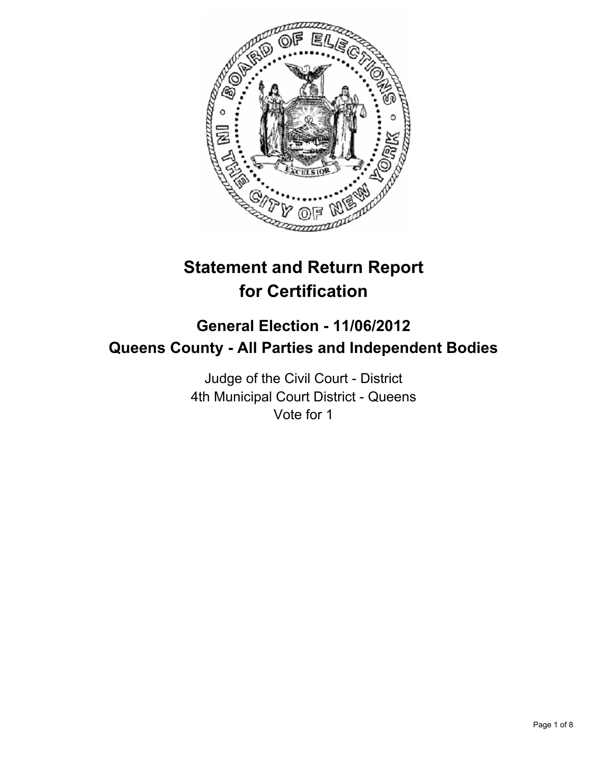# Statement and Return Report for Certification

## General Election - 11/06/2012
## Queens County - All Parties and Independent Bodies

Judge of the Civil Court - District
4th Municipal Court District - Queens
Vote for 1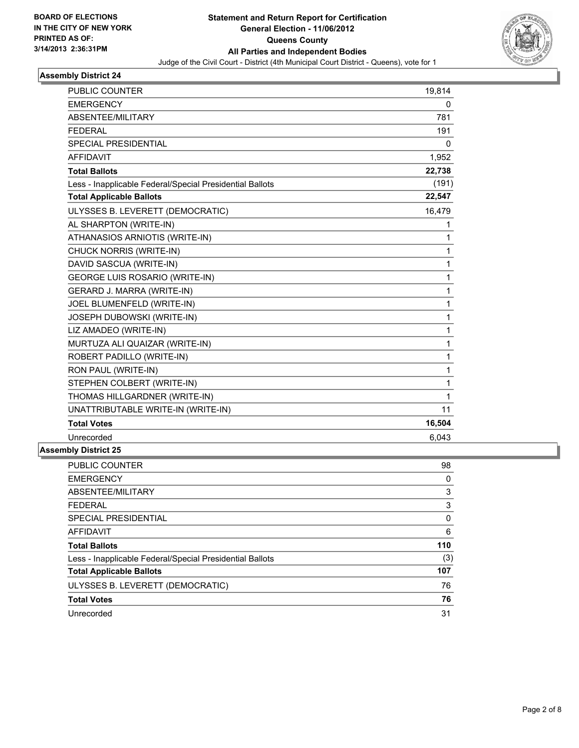BOARD OF ELECTIONS
IN THE CITY OF NEW YORK
PRINTED AS OF:
3/14/2013 2:36:31PM

**Statement and Return Report for Certification**
**General Election - 11/06/2012**
**Queens County**
**All Parties and Independent Bodies**
Judge of the Civil Court - District (4th Municipal Court District - Queens), vote for 1

### Assembly District 24

| | |
|---|---|
| PUBLIC COUNTER | 19,814 |
| EMERGENCY | 0 |
| ABSENTEE/MILITARY | 781 |
| FEDERAL | 191 |
| SPECIAL PRESIDENTIAL | 0 |
| AFFIDAVIT | 1,952 |
| **Total Ballots** | **22,738** |
| Less - Inapplicable Federal/Special Presidential Ballots | (191) |
| **Total Applicable Ballots** | **22,547** |
| ULYSSES B. LEVERETT (DEMOCRATIC) | 16,479 |
| AL SHARPTON (WRITE-IN) | 1 |
| ATHANASIOS ARNIOTIS (WRITE-IN) | 1 |
| CHUCK NORRIS (WRITE-IN) | 1 |
| DAVID SASCUA (WRITE-IN) | 1 |
| GEORGE LUIS ROSARIO (WRITE-IN) | 1 |
| GERARD J. MARRA (WRITE-IN) | 1 |
| JOEL BLUMENFELD (WRITE-IN) | 1 |
| JOSEPH DUBOWSKI (WRITE-IN) | 1 |
| LIZ AMADEO (WRITE-IN) | 1 |
| MURTUZA ALI QUAIZAR (WRITE-IN) | 1 |
| ROBERT PADILLO (WRITE-IN) | 1 |
| RON PAUL (WRITE-IN) | 1 |
| STEPHEN COLBERT (WRITE-IN) | 1 |
| THOMAS HILLGARDNER (WRITE-IN) | 1 |
| UNATTRIBUTABLE WRITE-IN (WRITE-IN) | 11 |
| **Total Votes** | **16,504** |
| Unrecorded | 6,043 |

### Assembly District 25

| | |
|---|---|
| PUBLIC COUNTER | 98 |
| EMERGENCY | 0 |
| ABSENTEE/MILITARY | 3 |
| FEDERAL | 3 |
| SPECIAL PRESIDENTIAL | 0 |
| AFFIDAVIT | 6 |
| **Total Ballots** | **110** |
| Less - Inapplicable Federal/Special Presidential Ballots | (3) |
| **Total Applicable Ballots** | **107** |
| ULYSSES B. LEVERETT (DEMOCRATIC) | 76 |
| **Total Votes** | **76** |
| Unrecorded | 31 |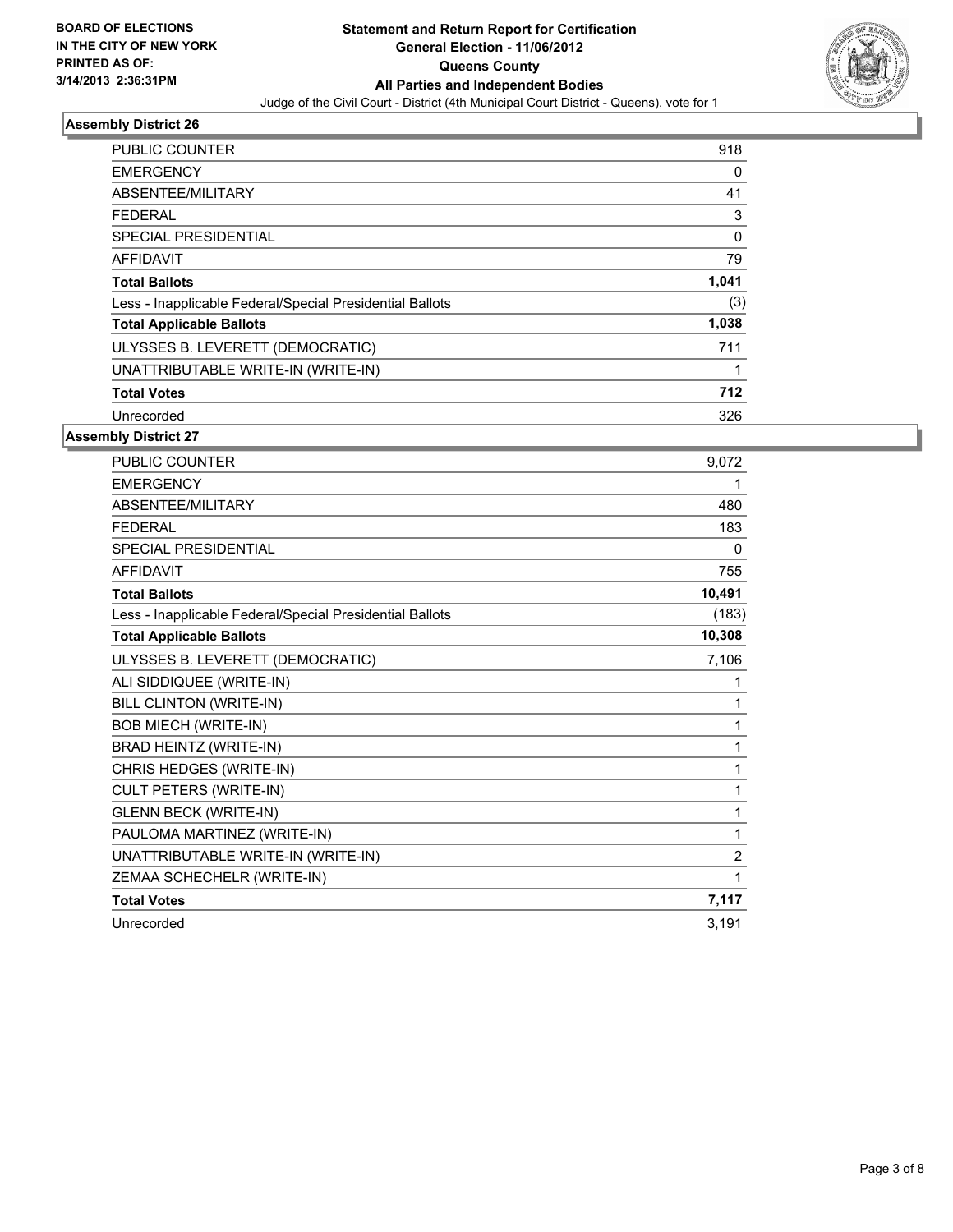BOARD OF ELECTIONS
IN THE CITY OF NEW YORK
PRINTED AS OF:
3/14/2013 2:36:31PM

**Statement and Return Report for Certification**
**General Election - 11/06/2012**
**Queens County**
**All Parties and Independent Bodies**
Judge of the Civil Court - District (4th Municipal Court District - Queens), vote for 1

### Assembly District 26

| | |
|---|---|
| PUBLIC COUNTER | 918 |
| EMERGENCY | 0 |
| ABSENTEE/MILITARY | 41 |
| FEDERAL | 3 |
| SPECIAL PRESIDENTIAL | 0 |
| AFFIDAVIT | 79 |
| **Total Ballots** | **1,041** |
| Less - Inapplicable Federal/Special Presidential Ballots | (3) |
| **Total Applicable Ballots** | **1,038** |
| ULYSSES B. LEVERETT (DEMOCRATIC) | 711 |
| UNATTRIBUTABLE WRITE-IN (WRITE-IN) | 1 |
| **Total Votes** | **712** |
| Unrecorded | 326 |

### Assembly District 27

| | |
|---|---|
| PUBLIC COUNTER | 9,072 |
| EMERGENCY | 1 |
| ABSENTEE/MILITARY | 480 |
| FEDERAL | 183 |
| SPECIAL PRESIDENTIAL | 0 |
| AFFIDAVIT | 755 |
| **Total Ballots** | **10,491** |
| Less - Inapplicable Federal/Special Presidential Ballots | (183) |
| **Total Applicable Ballots** | **10,308** |
| ULYSSES B. LEVERETT (DEMOCRATIC) | 7,106 |
| ALI SIDDIQUEE (WRITE-IN) | 1 |
| BILL CLINTON (WRITE-IN) | 1 |
| BOB MIECH (WRITE-IN) | 1 |
| BRAD HEINTZ (WRITE-IN) | 1 |
| CHRIS HEDGES (WRITE-IN) | 1 |
| CULT PETERS (WRITE-IN) | 1 |
| GLENN BECK (WRITE-IN) | 1 |
| PAULOMA MARTINEZ (WRITE-IN) | 1 |
| UNATTRIBUTABLE WRITE-IN (WRITE-IN) | 2 |
| ZEMAA SCHECHELR (WRITE-IN) | 1 |
| **Total Votes** | **7,117** |
| Unrecorded | 3,191 |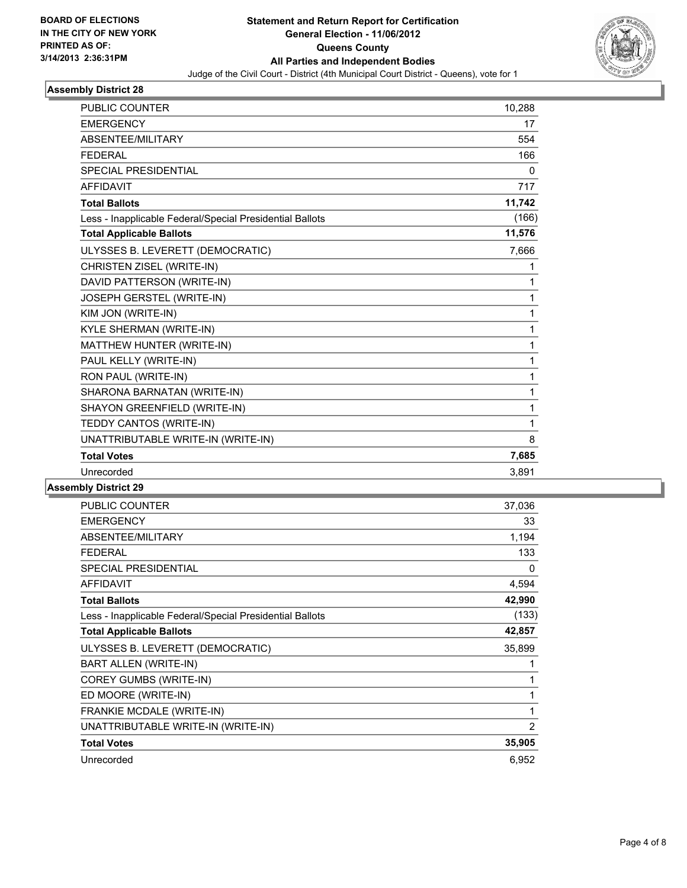**BOARD OF ELECTIONS IN THE CITY OF NEW YORK PRINTED AS OF: 3/14/2013 2:36:31PM**

# Statement and Return Report for Certification
## General Election - 11/06/2012
## Queens County
## All Parties and Independent Bodies
Judge of the Civil Court - District (4th Municipal Court District - Queens), vote for 1

### Assembly District 28

| | |
|---|---|
| PUBLIC COUNTER | 10,288 |
| EMERGENCY | 17 |
| ABSENTEE/MILITARY | 554 |
| FEDERAL | 166 |
| SPECIAL PRESIDENTIAL | 0 |
| AFFIDAVIT | 717 |
| **Total Ballots** | **11,742** |
| Less - Inapplicable Federal/Special Presidential Ballots | (166) |
| **Total Applicable Ballots** | **11,576** |
| ULYSSES B. LEVERETT (DEMOCRATIC) | 7,666 |
| CHRISTEN ZISEL (WRITE-IN) | 1 |
| DAVID PATTERSON (WRITE-IN) | 1 |
| JOSEPH GERSTEL (WRITE-IN) | 1 |
| KIM JON (WRITE-IN) | 1 |
| KYLE SHERMAN (WRITE-IN) | 1 |
| MATTHEW HUNTER (WRITE-IN) | 1 |
| PAUL KELLY (WRITE-IN) | 1 |
| RON PAUL (WRITE-IN) | 1 |
| SHARONA BARNATAN (WRITE-IN) | 1 |
| SHAYON GREENFIELD (WRITE-IN) | 1 |
| TEDDY CANTOS (WRITE-IN) | 1 |
| UNATTRIBUTABLE WRITE-IN (WRITE-IN) | 8 |
| **Total Votes** | **7,685** |
| Unrecorded | 3,891 |

### Assembly District 29

| | |
|---|---|
| PUBLIC COUNTER | 37,036 |
| EMERGENCY | 33 |
| ABSENTEE/MILITARY | 1,194 |
| FEDERAL | 133 |
| SPECIAL PRESIDENTIAL | 0 |
| AFFIDAVIT | 4,594 |
| **Total Ballots** | **42,990** |
| Less - Inapplicable Federal/Special Presidential Ballots | (133) |
| **Total Applicable Ballots** | **42,857** |
| ULYSSES B. LEVERETT (DEMOCRATIC) | 35,899 |
| BART ALLEN (WRITE-IN) | 1 |
| COREY GUMBS (WRITE-IN) | 1 |
| ED MOORE (WRITE-IN) | 1 |
| FRANKIE MCDALE (WRITE-IN) | 1 |
| UNATTRIBUTABLE WRITE-IN (WRITE-IN) | 2 |
| **Total Votes** | **35,905** |
| Unrecorded | 6,952 |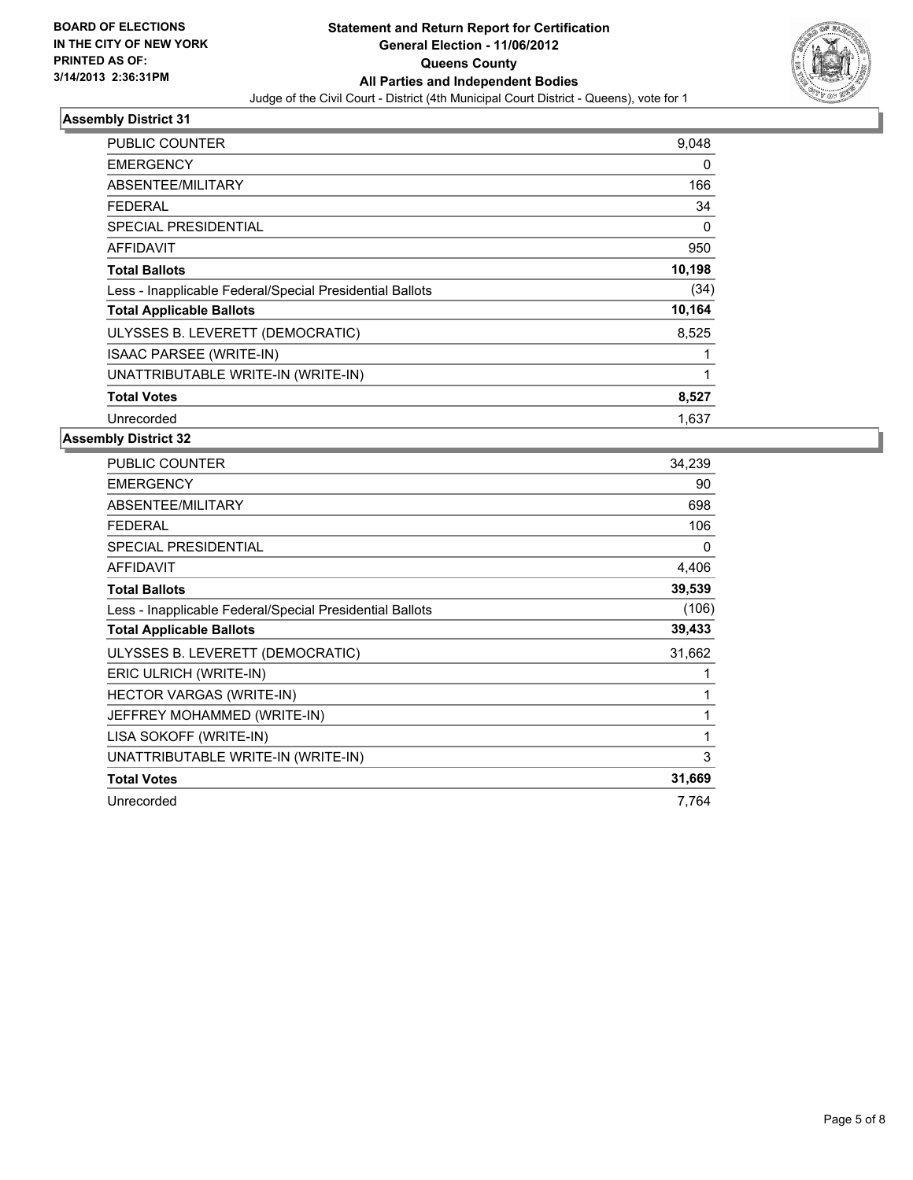**BOARD OF ELECTIONS IN THE CITY OF NEW YORK PRINTED AS OF: 3/14/2013 2:36:31PM**

**Statement and Return Report for Certification General Election - 11/06/2012 Queens County All Parties and Independent Bodies**

Judge of the Civil Court - District (4th Municipal Court District - Queens), vote for 1

## Assembly District 31

| | |
|---|---|
| PUBLIC COUNTER | 9,048 |
| EMERGENCY | 0 |
| ABSENTEE/MILITARY | 166 |
| FEDERAL | 34 |
| SPECIAL PRESIDENTIAL | 0 |
| AFFIDAVIT | 950 |
| **Total Ballots** | **10,198** |
| Less - Inapplicable Federal/Special Presidential Ballots | (34) |
| **Total Applicable Ballots** | **10,164** |
| ULYSSES B. LEVERETT (DEMOCRATIC) | 8,525 |
| ISAAC PARSEE (WRITE-IN) | 1 |
| UNATTRIBUTABLE WRITE-IN (WRITE-IN) | 1 |
| **Total Votes** | **8,527** |
| Unrecorded | 1,637 |

## Assembly District 32

| | |
|---|---|
| PUBLIC COUNTER | 34,239 |
| EMERGENCY | 90 |
| ABSENTEE/MILITARY | 698 |
| FEDERAL | 106 |
| SPECIAL PRESIDENTIAL | 0 |
| AFFIDAVIT | 4,406 |
| **Total Ballots** | **39,539** |
| Less - Inapplicable Federal/Special Presidential Ballots | (106) |
| **Total Applicable Ballots** | **39,433** |
| ULYSSES B. LEVERETT (DEMOCRATIC) | 31,662 |
| ERIC ULRICH (WRITE-IN) | 1 |
| HECTOR VARGAS (WRITE-IN) | 1 |
| JEFFREY MOHAMMED (WRITE-IN) | 1 |
| LISA SOKOFF (WRITE-IN) | 1 |
| UNATTRIBUTABLE WRITE-IN (WRITE-IN) | 3 |
| **Total Votes** | **31,669** |
| Unrecorded | 7,764 |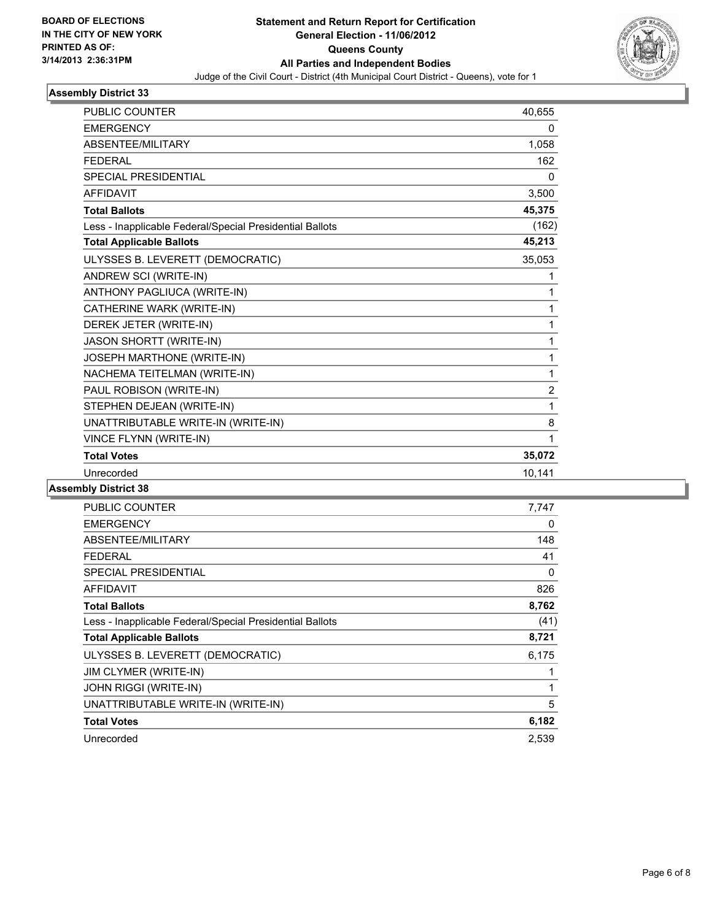**BOARD OF ELECTIONS IN THE CITY OF NEW YORK PRINTED AS OF: 3/14/2013 2:36:31PM**

# Statement and Return Report for Certification
## General Election - 11/06/2012
## Queens County
## All Parties and Independent Bodies

Judge of the Civil Court - District (4th Municipal Court District - Queens), vote for 1

### Assembly District 33

| | |
|---|---|
| PUBLIC COUNTER | 40,655 |
| EMERGENCY | 0 |
| ABSENTEE/MILITARY | 1,058 |
| FEDERAL | 162 |
| SPECIAL PRESIDENTIAL | 0 |
| AFFIDAVIT | 3,500 |
| **Total Ballots** | **45,375** |
| Less - Inapplicable Federal/Special Presidential Ballots | (162) |
| **Total Applicable Ballots** | **45,213** |
| ULYSSES B. LEVERETT (DEMOCRATIC) | 35,053 |
| ANDREW SCI (WRITE-IN) | 1 |
| ANTHONY PAGLIUCA (WRITE-IN) | 1 |
| CATHERINE WARK (WRITE-IN) | 1 |
| DEREK JETER (WRITE-IN) | 1 |
| JASON SHORTT (WRITE-IN) | 1 |
| JOSEPH MARTHONE (WRITE-IN) | 1 |
| NACHEMA TEITELMAN (WRITE-IN) | 1 |
| PAUL ROBISON (WRITE-IN) | 2 |
| STEPHEN DEJEAN (WRITE-IN) | 1 |
| UNATTRIBUTABLE WRITE-IN (WRITE-IN) | 8 |
| VINCE FLYNN (WRITE-IN) | 1 |
| **Total Votes** | **35,072** |
| Unrecorded | 10,141 |

### Assembly District 38

| | |
|---|---|
| PUBLIC COUNTER | 7,747 |
| EMERGENCY | 0 |
| ABSENTEE/MILITARY | 148 |
| FEDERAL | 41 |
| SPECIAL PRESIDENTIAL | 0 |
| AFFIDAVIT | 826 |
| **Total Ballots** | **8,762** |
| Less - Inapplicable Federal/Special Presidential Ballots | (41) |
| **Total Applicable Ballots** | **8,721** |
| ULYSSES B. LEVERETT (DEMOCRATIC) | 6,175 |
| JIM CLYMER (WRITE-IN) | 1 |
| JOHN RIGGI (WRITE-IN) | 1 |
| UNATTRIBUTABLE WRITE-IN (WRITE-IN) | 5 |
| **Total Votes** | **6,182** |
| Unrecorded | 2,539 |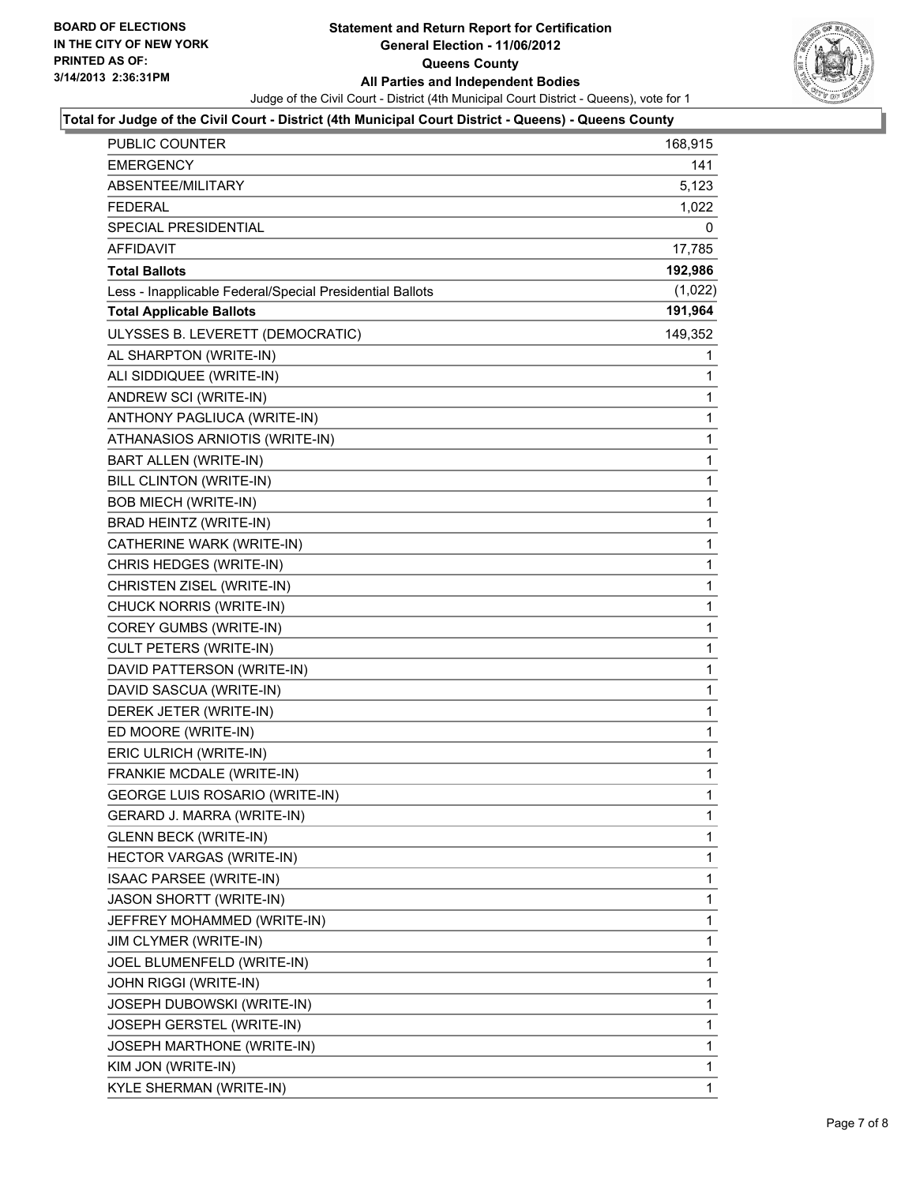**BOARD OF ELECTIONS IN THE CITY OF NEW YORK PRINTED AS OF: 3/14/2013 2:36:31PM**

# Statement and Return Report for Certification
## General Election - 11/06/2012
## Queens County
## All Parties and Independent Bodies

Judge of the Civil Court - District (4th Municipal Court District - Queens), vote for 1

### Total for Judge of the Civil Court - District (4th Municipal Court District - Queens) - Queens County

| | |
|---|---|
| PUBLIC COUNTER | 168,915 |
| EMERGENCY | 141 |
| ABSENTEE/MILITARY | 5,123 |
| FEDERAL | 1,022 |
| SPECIAL PRESIDENTIAL | 0 |
| AFFIDAVIT | 17,785 |
| **Total Ballots** | **192,986** |
| Less - Inapplicable Federal/Special Presidential Ballots | (1,022) |
| **Total Applicable Ballots** | **191,964** |
| ULYSSES B. LEVERETT (DEMOCRATIC) | 149,352 |
| AL SHARPTON (WRITE-IN) | 1 |
| ALI SIDDIQUEE (WRITE-IN) | 1 |
| ANDREW SCI (WRITE-IN) | 1 |
| ANTHONY PAGLIUCA (WRITE-IN) | 1 |
| ATHANASIOS ARNIOTIS (WRITE-IN) | 1 |
| BART ALLEN (WRITE-IN) | 1 |
| BILL CLINTON (WRITE-IN) | 1 |
| BOB MIECH (WRITE-IN) | 1 |
| BRAD HEINTZ (WRITE-IN) | 1 |
| CATHERINE WARK (WRITE-IN) | 1 |
| CHRIS HEDGES (WRITE-IN) | 1 |
| CHRISTEN ZISEL (WRITE-IN) | 1 |
| CHUCK NORRIS (WRITE-IN) | 1 |
| COREY GUMBS (WRITE-IN) | 1 |
| CULT PETERS (WRITE-IN) | 1 |
| DAVID PATTERSON (WRITE-IN) | 1 |
| DAVID SASCUA (WRITE-IN) | 1 |
| DEREK JETER (WRITE-IN) | 1 |
| ED MOORE (WRITE-IN) | 1 |
| ERIC ULRICH (WRITE-IN) | 1 |
| FRANKIE MCDALE (WRITE-IN) | 1 |
| GEORGE LUIS ROSARIO (WRITE-IN) | 1 |
| GERARD J. MARRA (WRITE-IN) | 1 |
| GLENN BECK (WRITE-IN) | 1 |
| HECTOR VARGAS (WRITE-IN) | 1 |
| ISAAC PARSEE (WRITE-IN) | 1 |
| JASON SHORTT (WRITE-IN) | 1 |
| JEFFREY MOHAMMED (WRITE-IN) | 1 |
| JIM CLYMER (WRITE-IN) | 1 |
| JOEL BLUMENFELD (WRITE-IN) | 1 |
| JOHN RIGGI (WRITE-IN) | 1 |
| JOSEPH DUBOWSKI (WRITE-IN) | 1 |
| JOSEPH GERSTEL (WRITE-IN) | 1 |
| JOSEPH MARTHONE (WRITE-IN) | 1 |
| KIM JON (WRITE-IN) | 1 |
| KYLE SHERMAN (WRITE-IN) | 1 |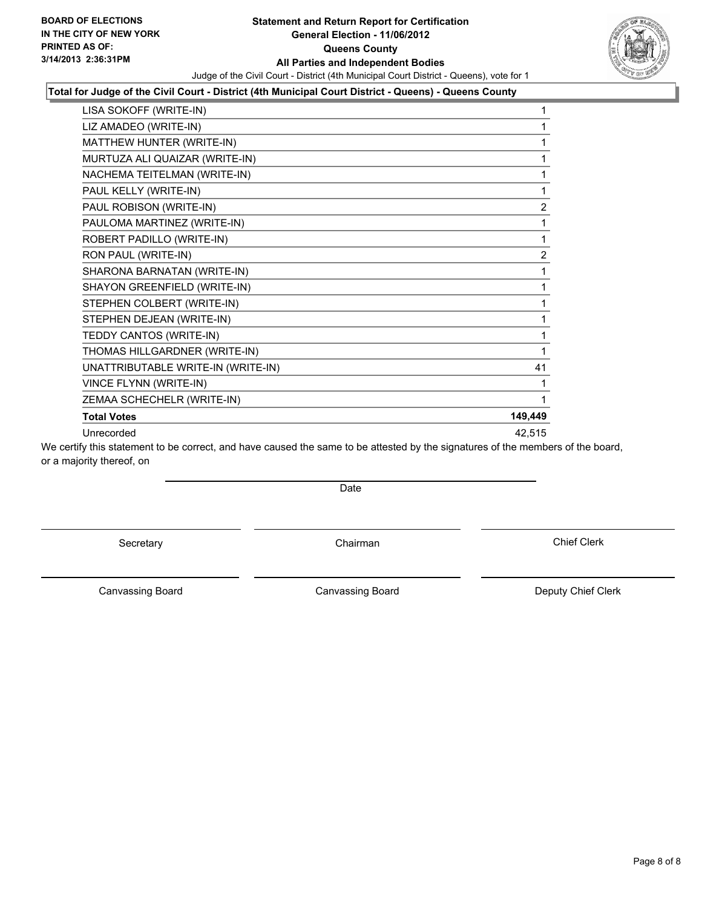**BOARD OF ELECTIONS IN THE CITY OF NEW YORK PRINTED AS OF: 3/14/2013 2:36:31PM**

**Statement and Return Report for Certification General Election - 11/06/2012 Queens County All Parties and Independent Bodies**

Judge of the Civil Court - District (4th Municipal Court District - Queens), vote for 1

**Total for Judge of the Civil Court - District (4th Municipal Court District - Queens) - Queens County**

| | |
|---|---|
| LISA SOKOFF (WRITE-IN) | 1 |
| LIZ AMADEO (WRITE-IN) | 1 |
| MATTHEW HUNTER (WRITE-IN) | 1 |
| MURTUZA ALI QUAIZAR (WRITE-IN) | 1 |
| NACHEMA TEITELMAN (WRITE-IN) | 1 |
| PAUL KELLY (WRITE-IN) | 1 |
| PAUL ROBISON (WRITE-IN) | 2 |
| PAULOMA MARTINEZ (WRITE-IN) | 1 |
| ROBERT PADILLO (WRITE-IN) | 1 |
| RON PAUL (WRITE-IN) | 2 |
| SHARONA BARNATAN (WRITE-IN) | 1 |
| SHAYON GREENFIELD (WRITE-IN) | 1 |
| STEPHEN COLBERT (WRITE-IN) | 1 |
| STEPHEN DEJEAN (WRITE-IN) | 1 |
| TEDDY CANTOS (WRITE-IN) | 1 |
| THOMAS HILLGARDNER (WRITE-IN) | 1 |
| UNATTRIBUTABLE WRITE-IN (WRITE-IN) | 41 |
| VINCE FLYNN (WRITE-IN) | 1 |
| ZEMAA SCHECHELR (WRITE-IN) | 1 |
| **Total Votes** | **149,449** |
| Unrecorded | 42,515 |

We certify this statement to be correct, and have caused the same to be attested by the signatures of the members of the board, or a majority thereof, on

Date

Secretary    Chairman    Chief Clerk

Canvassing Board    Canvassing Board    Deputy Chief Clerk